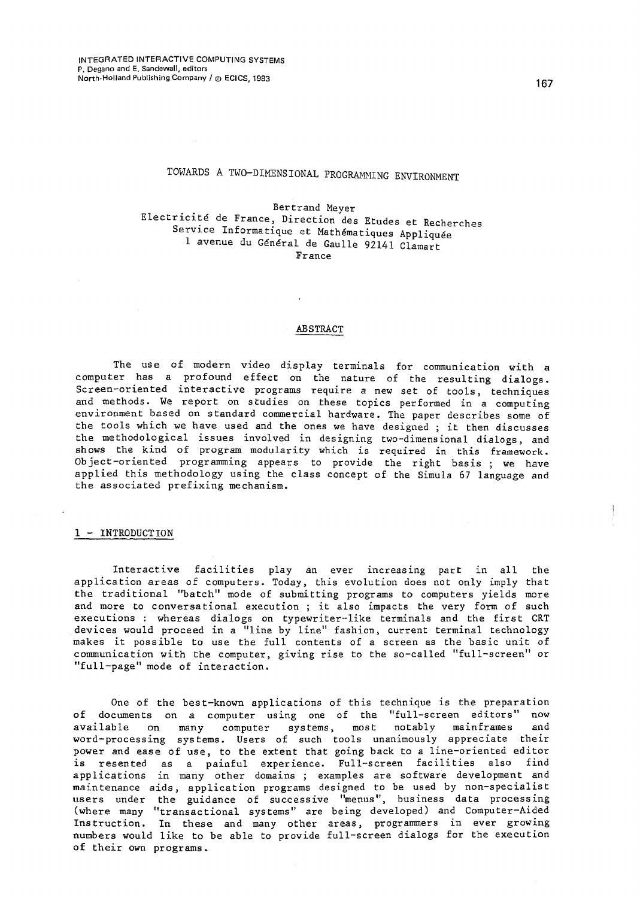INTEGRATED INTERACTIVE COMPUTING SYSTEMS
P. Degano and E. Sandewall, editors
North-Holland Publishing Company / © ECICS, 1983

# TOWARDS A TWO-DIMENSIONAL PROGRAMMING ENVIRONMENT

Bertrand Meyer
Electricité de France, Direction des Etudes et Recherches
Service Informatique et Mathématiques Appliquée
1 avenue du Général de Gaulle 92141 Clamart
France

## ABSTRACT

The use of modern video display terminals for communication with a computer has a profound effect on the nature of the resulting dialogs. Screen-oriented interactive programs require a new set of tools, techniques and methods. We report on studies on these topics performed in a computing environment based on standard commercial hardware. The paper describes some of the tools which we have used and the ones we have designed ; it then discusses the methodological issues involved in designing two-dimensional dialogs, and shows the kind of program modularity which is required in this framework. Object-oriented programming appears to provide the right basis ; we have applied this methodology using the class concept of the Simula 67 language and the associated prefixing mechanism.

## 1 - INTRODUCTION

Interactive facilities play an ever increasing part in all the application areas of computers. Today, this evolution does not only imply that the traditional "batch" mode of submitting programs to computers yields more and more to conversational execution ; it also impacts the very form of such executions : whereas dialogs on typewriter-like terminals and the first CRT devices would proceed in a "line by line" fashion, current terminal technology makes it possible to use the full contents of a screen as the basic unit of communication with the computer, giving rise to the so-called "full-screen" or "full-page" mode of interaction.

One of the best-known applications of this technique is the preparation of documents on a computer using one of the "full-screen editors" now available on many computer systems, most notably mainframes and word-processing systems. Users of such tools unanimously appreciate their power and ease of use, to the extent that going back to a line-oriented editor is resented as a painful experience. Full-screen facilities also find applications in many other domains ; examples are software development and maintenance aids, application programs designed to be used by non-specialist users under the guidance of successive "menus", business data processing (where many "transactional systems" are being developed) and Computer-Aided Instruction. In these and many other areas, programmers in ever growing numbers would like to be able to provide full-screen dialogs for the execution of their own programs.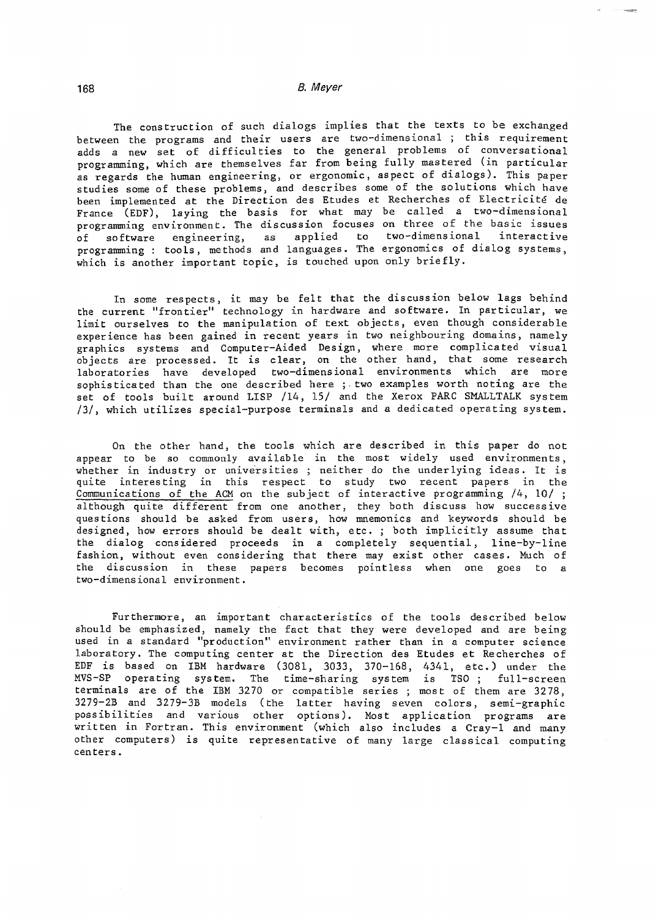The construction of such dialogs implies that the texts to be exchanged between the programs and their users are two-dimensional ; this requirement adds a new set of difficulties to the general problems of conversational programming, which are themselves far from being fully mastered (in particular as regards the human engineering, or ergonomic, aspect of dialogs). This paper studies some of these problems, and describes some of the solutions which have been implemented at the Direction des Etudes et Recherches of Electricité de France (EDF), laying the basis for what may be called a two-dimensional programming environment. The discussion focuses on three of the basic issues of software engineering, as applied to two-dimensional interactive programming : tools, methods and languages. The ergonomics of dialog systems, which is another important topic, is touched upon only briefly.

In some respects, it may be felt that the discussion below lags behind the current "frontier" technology in hardware and software. In particular, we limit ourselves to the manipulation of text objects, even though considerable experience has been gained in recent years in two neighbouring domains, namely graphics systems and Computer-Aided Design, where more complicated visual objects are processed. It is clear, on the other hand, that some research laboratories have developed two-dimensional environments which are more sophisticated than the one described here ; two examples worth noting are the set of tools built around LISP /14, 15/ and the Xerox PARC SMALLTALK system /3/, which utilizes special-purpose terminals and a dedicated operating system.

On the other hand, the tools which are described in this paper do not appear to be so commonly available in the most widely used environments, whether in industry or universities ; neither do the underlying ideas. It is quite interesting in this respect to study two recent papers in the Communications of the ACM on the subject of interactive programming /4, 10/ ; although quite different from one another, they both discuss how successive questions should be asked from users, how mnemonics and keywords should be designed, how errors should be dealt with, etc. ; both implicitly assume that the dialog considered proceeds in a completely sequential, line-by-line fashion, without even considering that there may exist other cases. Much of the discussion in these papers becomes pointless when one goes to a two-dimensional environment.

Furthermore, an important characteristics of the tools described below should be emphasized, namely the fact that they were developed and are being used in a standard "production" environment rather than in a computer science laboratory. The computing center at the Direction des Etudes et Recherches of EDF is based on IBM hardware (3081, 3033, 370-168, 4341, etc.) under the MVS-SP operating system. The time-sharing system is TSO ; full-screen terminals are of the IBM 3270 or compatible series ; most of them are 3278, 3279-2B and 3279-3B models (the latter having seven colors, semi-graphic possibilities and various other options). Most application programs are written in Fortran. This environment (which also includes a Cray-1 and many other computers) is quite representative of many large classical computing centers.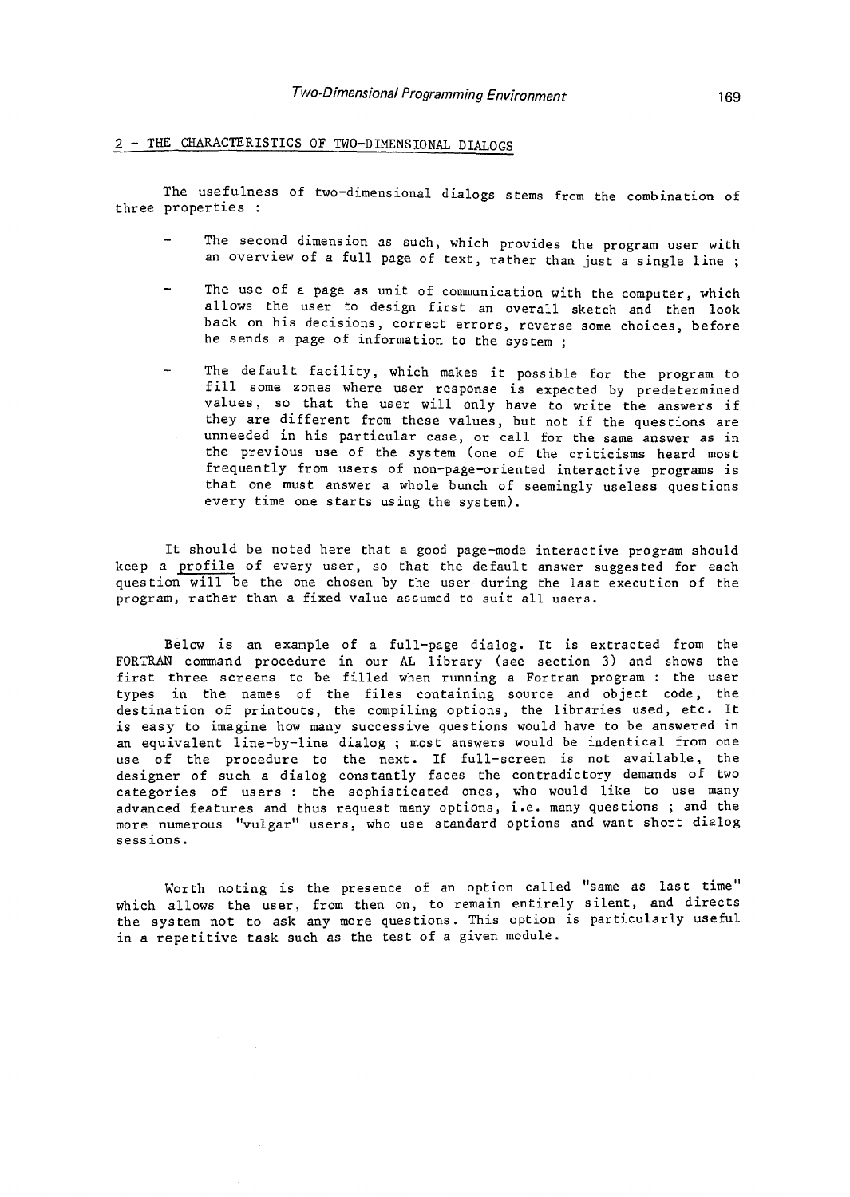## 2 - THE CHARACTERISTICS OF TWO-DIMENSIONAL DIALOGS

The usefulness of two-dimensional dialogs stems from the combination of three properties :

- The second dimension as such, which provides the program user with an overview of a full page of text, rather than just a single line ;
- The use of a page as unit of communication with the computer, which allows the user to design first an overall sketch and then look back on his decisions, correct errors, reverse some choices, before he sends a page of information to the system ;
- The default facility, which makes it possible for the program to fill some zones where user response is expected by predetermined values, so that the user will only have to write the answers if they are different from these values, but not if the questions are unneeded in his particular case, or call for the same answer as in the previous use of the system (one of the criticisms heard most frequently from users of non-page-oriented interactive programs is that one must answer a whole bunch of seemingly useless questions every time one starts using the system).

It should be noted here that a good page-mode interactive program should keep a <u>profile</u> of every user, so that the default answer suggested for each question will be the one chosen by the user during the last execution of the program, rather than a fixed value assumed to suit all users.

Below is an example of a full-page dialog. It is extracted from the FORTRAN command procedure in our AL library (see section 3) and shows the first three screens to be filled when running a Fortran program : the user types in the names of the files containing source and object code, the destination of printouts, the compiling options, the libraries used, etc. It is easy to imagine how many successive questions would have to be answered in an equivalent line-by-line dialog ; most answers would be indentical from one use of the procedure to the next. If full-screen is not available, the designer of such a dialog constantly faces the contradictory demands of two categories of users : the sophisticated ones, who would like to use many advanced features and thus request many options, i.e. many questions ; and the more numerous "vulgar" users, who use standard options and want short dialog sessions.

Worth noting is the presence of an option called "same as last time" which allows the user, from then on, to remain entirely silent, and directs the system not to ask any more questions. This option is particularly useful in a repetitive task such as the test of a given module.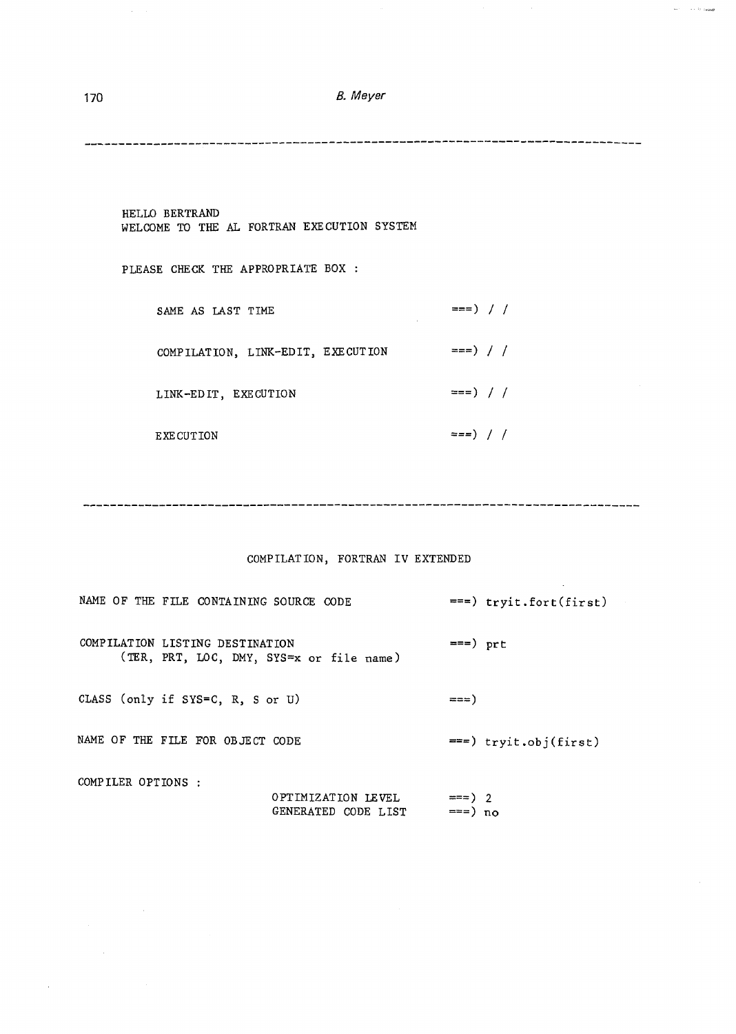```
HELLO BERTRAND
WELCOME TO THE AL FORTRAN EXECUTION SYSTEM

PLEASE CHECK THE APPROPRIATE BOX :

     SAME AS LAST TIME                          ===) / /

     COMPILATION, LINK-EDIT, EXECUTION          ===) / /

     LINK-EDIT, EXECUTION                       ===) / /

     EXECUTION                                  ===) / /
```

```
                    COMPILATION, FORTRAN IV EXTENDED

NAME OF THE FILE CONTAINING SOURCE CODE            ===) tryit.fort(first)

COMPILATION LISTING DESTINATION                    ===) prt
     (TER, PRT, LOC, DMY, SYS=x or file name)

CLASS (only if SYS=C, R, S or U)                   ===)

NAME OF THE FILE FOR OBJECT CODE                   ===) tryit.obj(first)

COMPILER OPTIONS :
                         OPTIMIZATION LEVEL        ===) 2
                         GENERATED CODE LIST       ===) no
```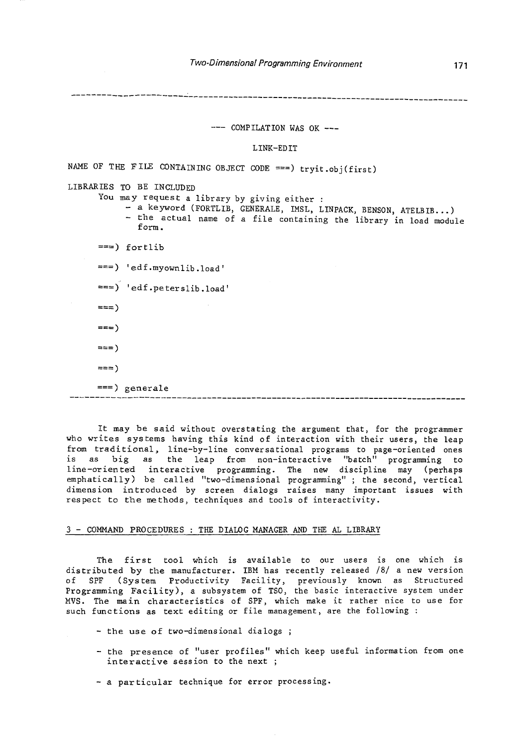```
                         --- COMPILATION WAS OK ---

                                 LINK-EDIT

NAME OF THE FILE CONTAINING OBJECT CODE ===) tryit.obj(first)

LIBRARIES TO BE INCLUDED
      You may request a library by giving either :
           - a keyword (FORTLIB, GENERALE, IMSL, LINPACK, BENSON, ATELBIB...)
           - the actual name of a file containing the library in load module
             form.

      ===) fortlib

      ===) 'edf.myownlib.load'

      ===) 'edf.peterslib.load'

      ===)

      ===)

      ===)

      ===)

      ===) generale
```

It may be said without overstating the argument that, for the programmer who writes systems having this kind of interaction with their users, the leap from traditional, line-by-line conversational programs to page-oriented ones is as big as the leap from non-interactive "batch" programming to line-oriented interactive programming. The new discipline may (perhaps emphatically) be called "two-dimensional programming" ; the second, vertical dimension introduced by screen dialogs raises many important issues with respect to the methods, techniques and tools of interactivity.

## 3 - COMMAND PROCEDURES : THE DIALOG MANAGER AND THE AL LIBRARY

The first tool which is available to our users is one which is distributed by the manufacturer. IBM has recently released /8/ a new version of SPF (System Productivity Facility, previously known as Structured Programming Facility), a subsystem of TSO, the basic interactive system under MVS. The main characteristics of SPF, which make it rather nice to use for such functions as text editing or file management, are the following :

- the use of two-dimensional dialogs ;
- the presence of "user profiles" which keep useful information from one interactive session to the next ;
- a particular technique for error processing.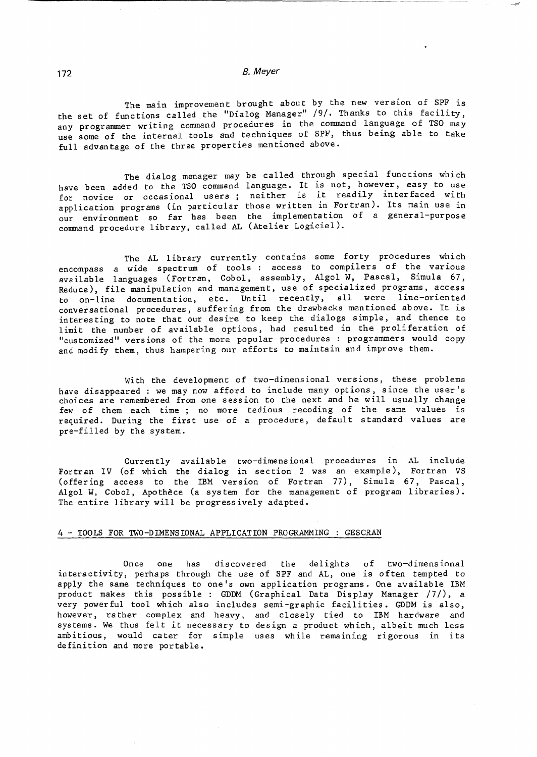The main improvement brought about by the new version of SPF is the set of functions called the "Dialog Manager" /9/. Thanks to this facility, any programmer writing command procedures in the command language of TSO may use some of the internal tools and techniques of SPF, thus being able to take full advantage of the three properties mentioned above.

The dialog manager may be called through special functions which have been added to the TSO command language. It is not, however, easy to use for novice or occasional users ; neither is it readily interfaced with application programs (in particular those written in Fortran). Its main use in our environment so far has been the implementation of a general-purpose command procedure library, called AL (Atelier Logiciel).

The AL library currently contains some forty procedures which encompass a wide spectrum of tools : access to compilers of the various available languages (Fortran, Cobol, assembly, Algol W, Pascal, Simula 67, Reduce), file manipulation and management, use of specialized programs, access to on-line documentation, etc. Until recently, all were line-oriented conversational procedures, suffering from the drawbacks mentioned above. It is interesting to note that our desire to keep the dialogs simple, and thence to limit the number of available options, had resulted in the proliferation of "customized" versions of the more popular procedures : programmers would copy and modify them, thus hampering our efforts to maintain and improve them.

With the development of two-dimensional versions, these problems have disappeared : we may now afford to include many options, since the user's choices are remembered from one session to the next and he will usually change few of them each time ; no more tedious recoding of the same values is required. During the first use of a procedure, default standard values are pre-filled by the system.

Currently available two-dimensional procedures in AL include Fortran IV (of which the dialog in section 2 was an example), Fortran VS (offering access to the IBM version of Fortran 77), Simula 67, Pascal, Algol W, Cobol, Apothèce (a system for the management of program libraries). The entire library will be progressively adapted.

## 4 - TOOLS FOR TWO-DIMENSIONAL APPLICATION PROGRAMMING : GESCRAN

Once one has discovered the delights of two-dimensional interactivity, perhaps through the use of SPF and AL, one is often tempted to apply the same techniques to one's own application programs. One available IBM product makes this possible : GDDM (Graphical Data Display Manager /7/), a very powerful tool which also includes semi-graphic facilities. GDDM is also, however, rather complex and heavy, and closely tied to IBM hardware and systems. We thus felt it necessary to design a product which, albeit much less ambitious, would cater for simple uses while remaining rigorous in its definition and more portable.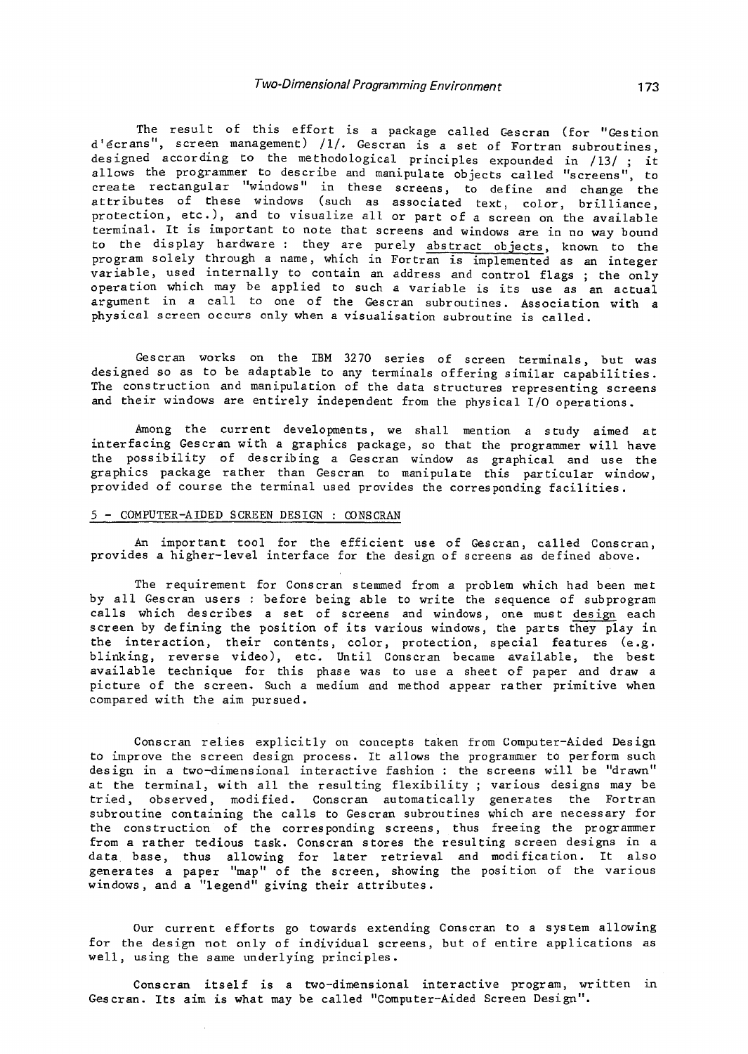The result of this effort is a package called Gescran (for "Gestion d'écrans", screen management) /1/. Gescran is a set of Fortran subroutines, designed according to the methodological principles expounded in /13/ ; it allows the programmer to describe and manipulate objects called "screens", to create rectangular "windows" in these screens, to define and change the attributes of these windows (such as associated text, color, brilliance, protection, etc.), and to visualize all or part of a screen on the available terminal. It is important to note that screens and windows are in no way bound to the display hardware : they are purely abstract objects, known to the program solely through a name, which in Fortran is implemented as an integer variable, used internally to contain an address and control flags ; the only operation which may be applied to such a variable is its use as an actual argument in a call to one of the Gescran subroutines. Association with a physical screen occurs only when a visualisation subroutine is called.

Gescran works on the IBM 3270 series of screen terminals, but was designed so as to be adaptable to any terminals offering similar capabilities. The construction and manipulation of the data structures representing screens and their windows are entirely independent from the physical I/O operations.

Among the current developments, we shall mention a study aimed at interfacing Gescran with a graphics package, so that the programmer will have the possibility of describing a Gescran window as graphical and use the graphics package rather than Gescran to manipulate this particular window, provided of course the terminal used provides the corresponding facilities.

## 5 - COMPUTER-AIDED SCREEN DESIGN : CONSCRAN

An important tool for the efficient use of Gescran, called Conscran, provides a higher-level interface for the design of screens as defined above.

The requirement for Conscran stemmed from a problem which had been met by all Gescran users : before being able to write the sequence of subprogram calls which describes a set of screens and windows, one must design each screen by defining the position of its various windows, the parts they play in the interaction, their contents, color, protection, special features (e.g. blinking, reverse video), etc. Until Conscran became available, the best available technique for this phase was to use a sheet of paper and draw a picture of the screen. Such a medium and method appear rather primitive when compared with the aim pursued.

Conscran relies explicitly on concepts taken from Computer-Aided Design to improve the screen design process. It allows the programmer to perform such design in a two-dimensional interactive fashion : the screens will be "drawn" at the terminal, with all the resulting flexibility ; various designs may be tried, observed, modified. Conscran automatically generates the Fortran subroutine containing the calls to Gescran subroutines which are necessary for the construction of the corresponding screens, thus freeing the programmer from a rather tedious task. Conscran stores the resulting screen designs in a data base, thus allowing for later retrieval and modification. It also generates a paper "map" of the screen, showing the position of the various windows, and a "legend" giving their attributes.

Our current efforts go towards extending Conscran to a system allowing for the design not only of individual screens, but of entire applications as well, using the same underlying principles.

Conscran itself is a two-dimensional interactive program, written in Gescran. Its aim is what may be called "Computer-Aided Screen Design".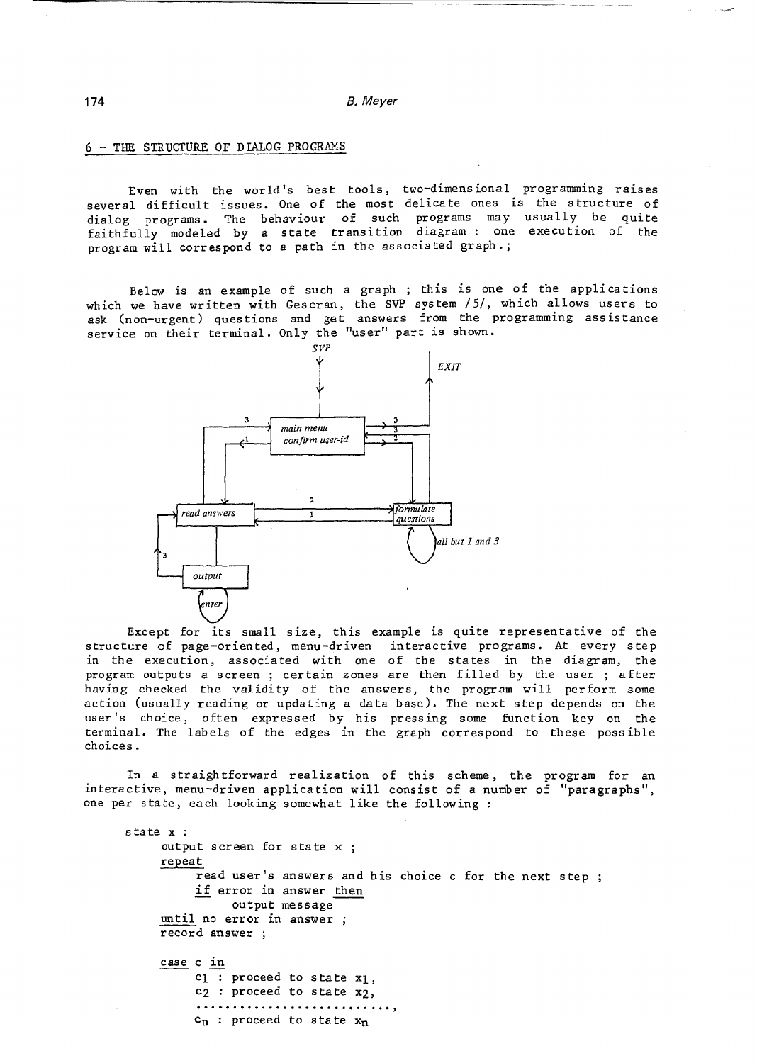## 6 - THE STRUCTURE OF DIALOG PROGRAMS

Even with the world's best tools, two-dimensional programming raises several difficult issues. One of the most delicate ones is the structure of dialog programs. The behaviour of such programs may usually be quite faithfully modeled by a state transition diagram : one execution of the program will correspond to a path in the associated graph.;

Below is an example of such a graph ; this is one of the applications which we have written with Gescran, the SVP system /5/, which allows users to ask (non-urgent) questions and get answers from the programming assistance service on their terminal. Only the "user" part is shown.

Except for its small size, this example is quite representative of the structure of page-oriented, menu-driven interactive programs. At every step in the execution, associated with one of the states in the diagram, the program outputs a screen ; certain zones are then filled by the user ; after having checked the validity of the answers, the program will perform some action (usually reading or updating a data base). The next step depends on the user's choice, often expressed by his pressing some function key on the terminal. The labels of the edges in the graph correspond to these possible choices.

In a straightforward realization of this scheme, the program for an interactive, menu-driven application will consist of a number of "paragraphs", one per state, each looking somewhat like the following :

```
state x :
     output screen for state x ;
     repeat
          read user's answers and his choice c for the next step ;
          if error in answer then
               output message
     until no error in answer ;
     record answer ;

     case c in
          c1 : proceed to state x1,
          c2 : proceed to state x2,
          ..........................,
          cn : proceed to state xn
```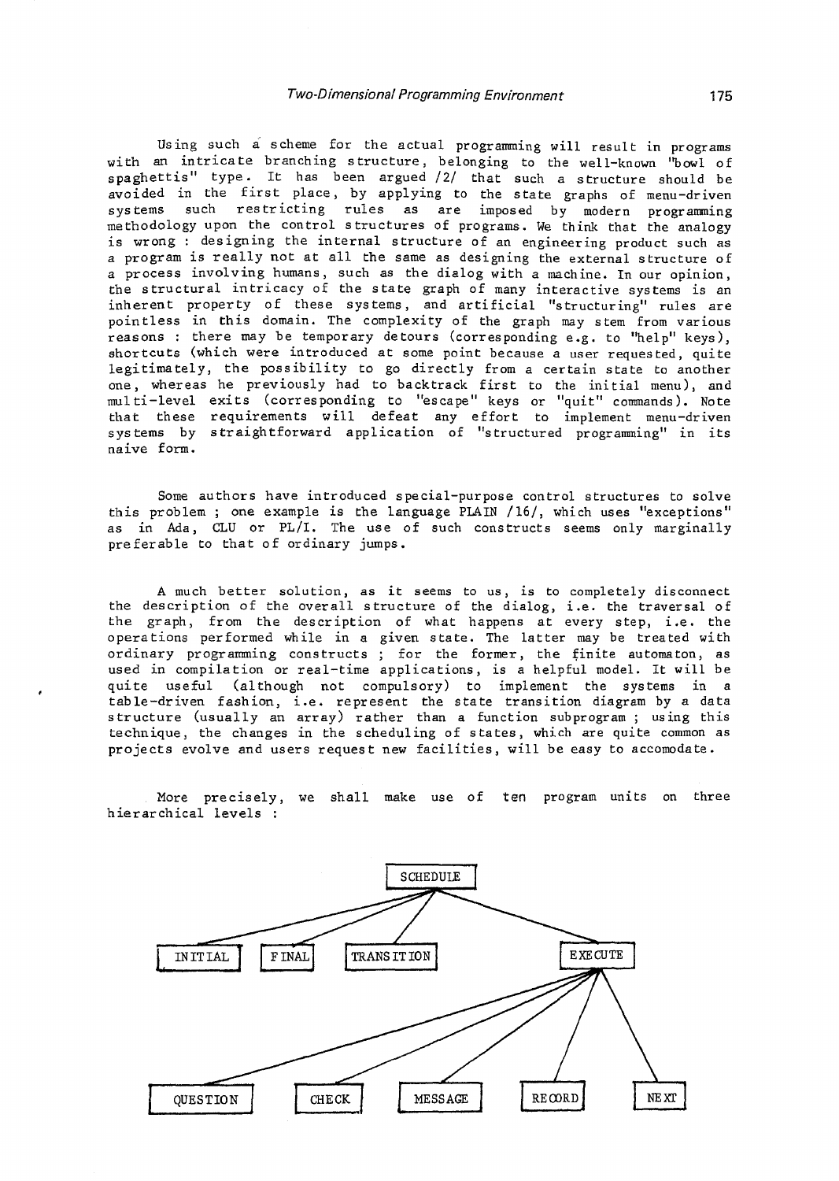Using such a scheme for the actual programming will result in programs with an intricate branching structure, belonging to the well-known "bowl of spaghettis" type. It has been argued /2/ that such a structure should be avoided in the first place, by applying to the state graphs of menu-driven systems such restricting rules as are imposed by modern programming methodology upon the control structures of programs. We think that the analogy is wrong : designing the internal structure of an engineering product such as a program is really not at all the same as designing the external structure of a process involving humans, such as the dialog with a machine. In our opinion, the structural intricacy of the state graph of many interactive systems is an inherent property of these systems, and artificial "structuring" rules are pointless in this domain. The complexity of the graph may stem from various reasons : there may be temporary detours (corresponding e.g. to "help" keys), shortcuts (which were introduced at some point because a user requested, quite legitimately, the possibility to go directly from a certain state to another one, whereas he previously had to backtrack first to the initial menu), and multi-level exits (corresponding to "escape" keys or "quit" commands). Note that these requirements will defeat any effort to implement menu-driven systems by straightforward application of "structured programming" in its naive form.

Some authors have introduced special-purpose control structures to solve this problem ; one example is the language PLAIN /16/, which uses "exceptions" as in Ada, CLU or PL/I. The use of such constructs seems only marginally preferable to that of ordinary jumps.

A much better solution, as it seems to us, is to completely disconnect the description of the overall structure of the dialog, i.e. the traversal of the graph, from the description of what happens at every step, i.e. the operations performed while in a given state. The latter may be treated with ordinary programming constructs ; for the former, the finite automaton, as used in compilation or real-time applications, is a helpful model. It will be quite useful (although not compulsory) to implement the systems in a table-driven fashion, i.e. represent the state transition diagram by a data structure (usually an array) rather than a function subprogram ; using this technique, the changes in the scheduling of states, which are quite common as projects evolve and users request new facilities, will be easy to accomodate.

More precisely, we shall make use of ten program units on three hierarchical levels :

```
                              SCHEDULE
                                 |
    +------------+---------------+----------------------+
    |            |               |                      |
 INITIAL       FINAL         TRANSITION              EXECUTE
                                                        |
          +--------------+--------------+-------------+----------+
          |              |              |             |          |
      QUESTION         CHECK         MESSAGE        RECORD      NEXT
```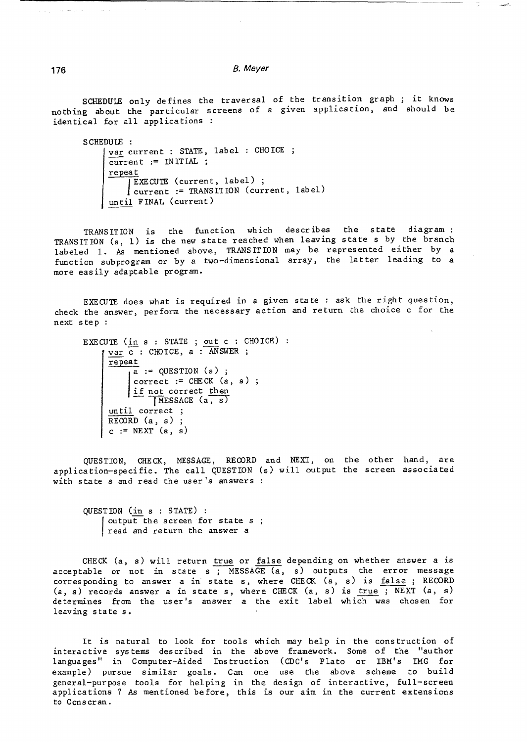SCHEDULE only defines the traversal of the transition graph ; it knows nothing about the particular screens of a given application, and should be identical for all applications :

```
SCHEDULE :
    var current : STATE, label : CHOICE ;
    current := INITIAL ;
    repeat
        EXECUTE (current, label) ;
        current := TRANSITION (current, label)
    until FINAL (current)
```

TRANSITION is the function which describes the state diagram : TRANSITION (s, l) is the new state reached when leaving state s by the branch labeled l. As mentioned above, TRANSITION may be represented either by a function subprogram or by a two-dimensional array, the latter leading to a more easily adaptable program.

EXECUTE does what is required in a given state : ask the right question, check the answer, perform the necessary action and return the choice c for the next step :

```
EXECUTE (in s : STATE ; out c : CHOICE) :
    var c : CHOICE, a : ANSWER ;
    repeat
        a := QUESTION (s) ;
        correct := CHECK (a, s) ;
        if not correct then
            MESSAGE (a, s)
    until correct ;
    RECORD (a, s) ;
    c := NEXT (a, s)
```

QUESTION, CHECK, MESSAGE, RECORD and NEXT, on the other hand, are application-specific. The call QUESTION (s) will output the screen associated with state s and read the user's answers :

```
QUESTION (in s : STATE) :
    output the screen for state s ;
    read and return the answer a
```

CHECK (a, s) will return true or false depending on whether answer a is acceptable or not in state s ; MESSAGE (a, s) outputs the error message corresponding to answer a in state s, where CHECK (a, s) is false ; RECORD (a, s) records answer a in state s, where CHECK (a, s) is true ; NEXT (a, s) determines from the user's answer a the exit label which was chosen for leaving state s.

It is natural to look for tools which may help in the construction of interactive systems described in the above framework. Some of the "author languages" in Computer-Aided Instruction (CDC's Plato or IBM's IMG for example) pursue similar goals. Can one use the above scheme to build general-purpose tools for helping in the design of interactive, full-screen applications ? As mentioned before, this is our aim in the current extensions to Conscran.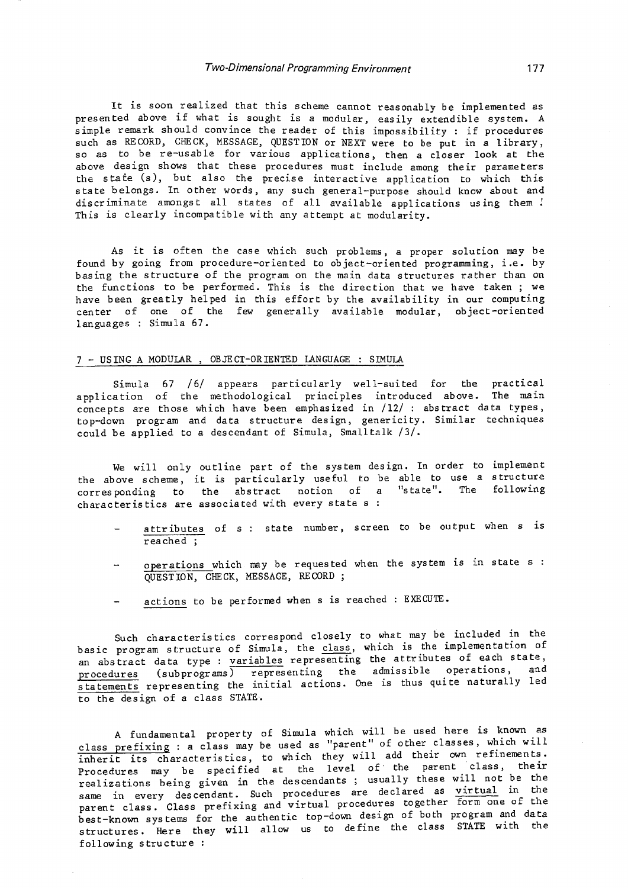It is soon realized that this scheme cannot reasonably be implemented as presented above if what is sought is a modular, easily extendible system. A simple remark should convince the reader of this impossibility : if procedures such as RECORD, CHECK, MESSAGE, QUESTION or NEXT were to be put in a library, so as to be re-usable for various applications, then a closer look at the above design shows that these procedures must include among their parameters the state (s), but also the precise interactive application to which this state belongs. In other words, any such general-purpose should know about and discriminate amongst all states of all available applications using them ! This is clearly incompatible with any attempt at modularity.

As it is often the case which such problems, a proper solution may be found by going from procedure-oriented to object-oriented programming, i.e. by basing the structure of the program on the main data structures rather than on the functions to be performed. This is the direction that we have taken ; we have been greatly helped in this effort by the availability in our computing center of one of the few generally available modular, object-oriented languages : Simula 67.

## 7 - USING A MODULAR , OBJECT-ORIENTED LANGUAGE : SIMULA

Simula 67 /6/ appears particularly well-suited for the practical application of the methodological principles introduced above. The main concepts are those which have been emphasized in /12/ : abstract data types, top-down program and data structure design, genericity. Similar techniques could be applied to a descendant of Simula, Smalltalk /3/.

We will only outline part of the system design. In order to implement the above scheme, it is particularly useful to be able to use a structure corresponding to the abstract notion of a "state". The following characteristics are associated with every state s :

- attributes of s : state number, screen to be output when s is reached ;
- operations which may be requested when the system is in state s : QUESTION, CHECK, MESSAGE, RECORD ;
- actions to be performed when s is reached : EXECUTE.

Such characteristics correspond closely to what may be included in the basic program structure of Simula, the class, which is the implementation of an abstract data type : variables representing the attributes of each state, procedures (subprograms) representing the admissible operations, and statements representing the initial actions. One is thus quite naturally led to the design of a class STATE.

A fundamental property of Simula which will be used here is known as class prefixing : a class may be used as "parent" of other classes, which will inherit its characteristics, to which they will add their own refinements. Procedures may be specified at the level of the parent class, their realizations being given in the descendants ; usually these will not be the same in every descendant. Such procedures are declared as virtual in the parent class. Class prefixing and virtual procedures together form one of the best-known systems for the authentic top-down design of both program and data structures. Here they will allow us to define the class STATE with the following structure :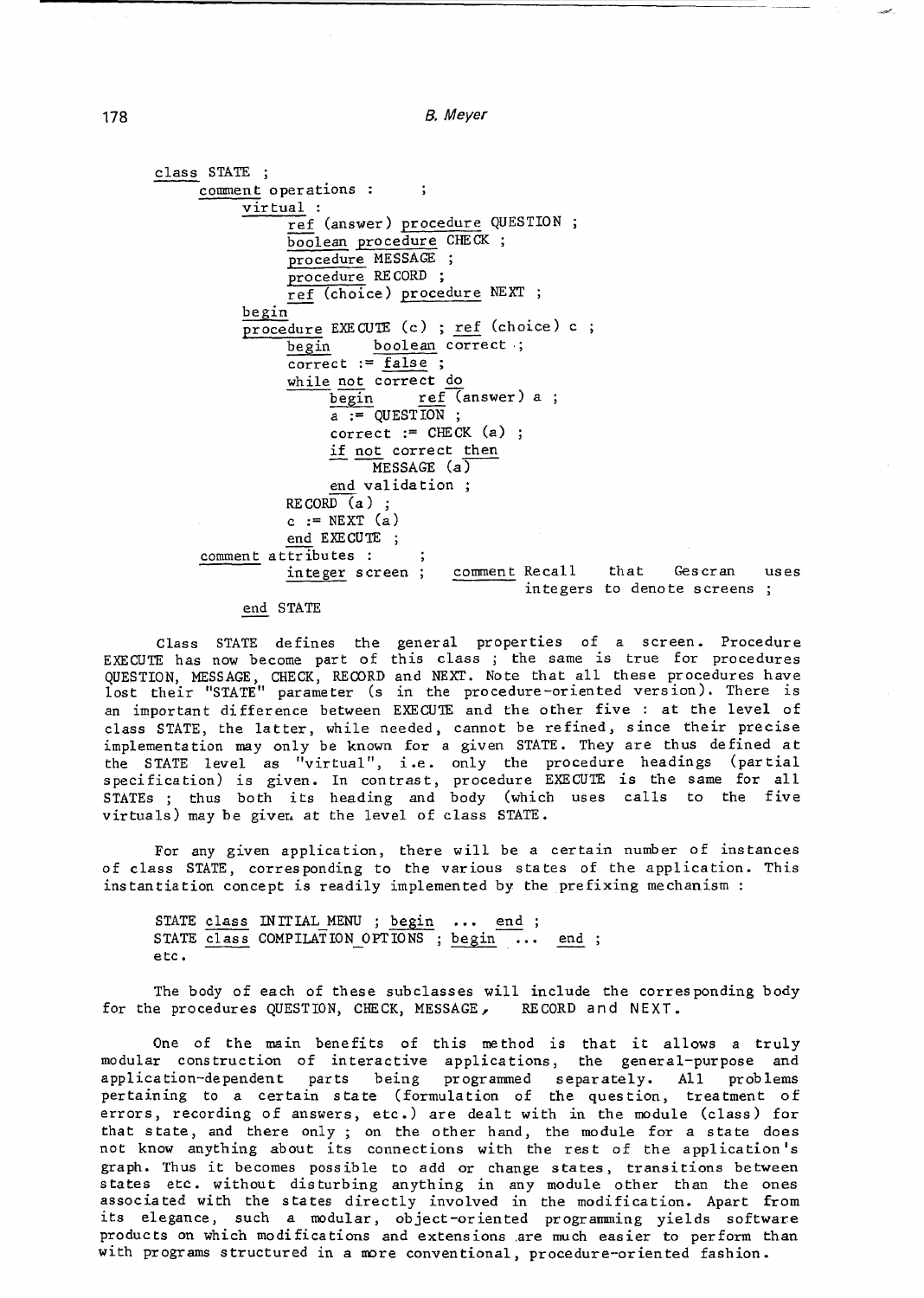```
class STATE ;
     comment operations :       ;
          virtual :
               ref (answer) procedure QUESTION ;
               boolean procedure CHECK ;
               procedure MESSAGE ;
               procedure RECORD ;
               ref (choice) procedure NEXT ;
          begin
          procedure EXECUTE (c) ; ref (choice) c ;
               begin    boolean correct ;
               correct := false ;
               while not correct do
                    begin    ref (answer) a ;
                    a := QUESTION ;
                    correct := CHECK (a) ;
                    if not correct then
                         MESSAGE (a)
                    end validation ;
               RECORD (a) ;
               c := NEXT (a)
               end EXECUTE ;
     comment attributes :       ;
          integer screen ;    comment Recall that Gescran uses
                                      integers to denote screens ;
     end STATE
```

Class STATE defines the general properties of a screen. Procedure EXECUTE has now become part of this class ; the same is true for procedures QUESTION, MESSAGE, CHECK, RECORD and NEXT. Note that all these procedures have lost their "STATE" parameter (s in the procedure-oriented version). There is an important difference between EXECUTE and the other five : at the level of class STATE, the latter, while needed, cannot be refined, since their precise implementation may only be known for a given STATE. They are thus defined at the STATE level as "virtual", i.e. only the procedure headings (partial specification) is given. In contrast, procedure EXECUTE is the same for all STATEs ; thus both its heading and body (which uses calls to the five virtuals) may be given at the level of class STATE.

For any given application, there will be a certain number of instances of class STATE, corresponding to the various states of the application. This instantiation concept is readily implemented by the prefixing mechanism :

```
STATE class INITIAL_MENU ; begin ... end ;
STATE class COMPILATION_OPTIONS ; begin ... end ;
etc.
```

The body of each of these subclasses will include the corresponding body for the procedures QUESTION, CHECK, MESSAGE, RECORD and NEXT.

One of the main benefits of this method is that it allows a truly modular construction of interactive applications, the general-purpose and application-dependent parts being programmed separately. All problems pertaining to a certain state (formulation of the question, treatment of errors, recording of answers, etc.) are dealt with in the module (class) for that state, and there only ; on the other hand, the module for a state does not know anything about its connections with the rest of the application's graph. Thus it becomes possible to add or change states, transitions between states etc. without disturbing anything in any module other than the ones associated with the states directly involved in the modification. Apart from its elegance, such a modular, object-oriented programming yields software products on which modifications and extensions are much easier to perform than with programs structured in a more conventional, procedure-oriented fashion.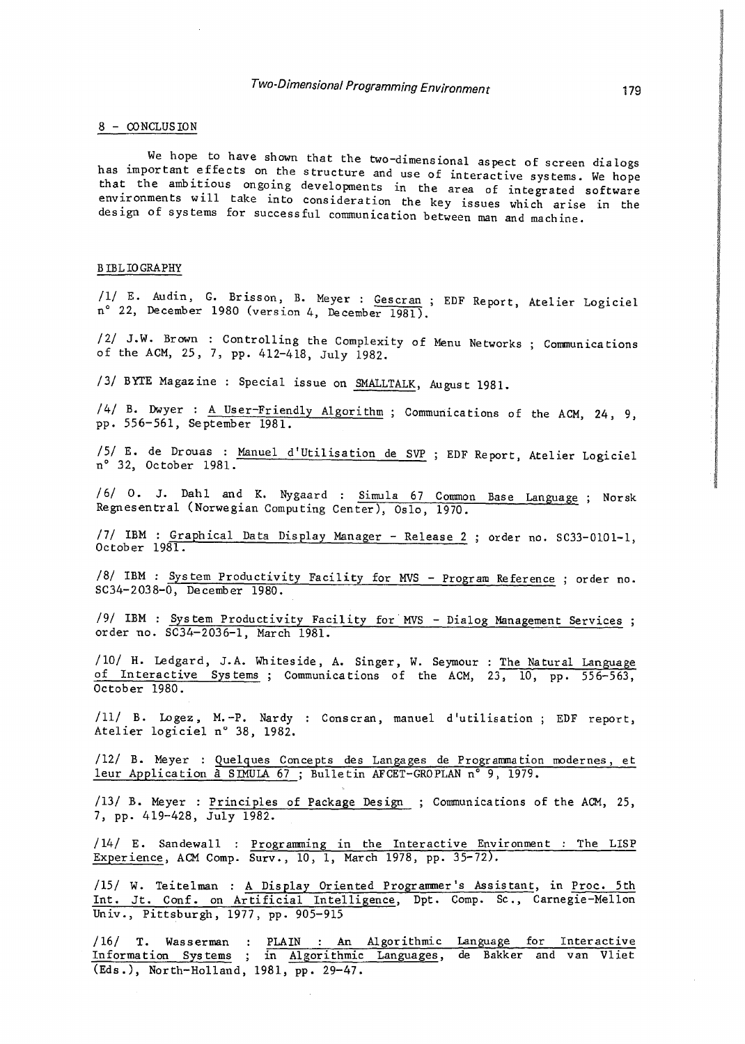## 8 - CONCLUSION

We hope to have shown that the two-dimensional aspect of screen dialogs has important effects on the structure and use of interactive systems. We hope that the ambitious ongoing developments in the area of integrated software environments will take into consideration the key issues which arise in the design of systems for successful communication between man and machine.

## BIBLIOGRAPHY

/1/ E. Audin, G. Brisson, B. Meyer : Gescran ; EDF Report, Atelier Logiciel n° 22, December 1980 (version 4, December 1981).

/2/ J.W. Brown : Controlling the Complexity of Menu Networks ; Communications of the ACM, 25, 7, pp. 412-418, July 1982.

/3/ BYTE Magazine : Special issue on SMALLTALK, August 1981.

/4/ B. Dwyer : A User-Friendly Algorithm ; Communications of the ACM, 24, 9, pp. 556-561, September 1981.

/5/ E. de Drouas : Manuel d'Utilisation de SVP ; EDF Report, Atelier Logiciel n° 32, October 1981.

/6/ O. J. Dahl and K. Nygaard : Simula 67 Common Base Language ; Norsk Regnesentral (Norwegian Computing Center), Oslo, 1970.

/7/ IBM : Graphical Data Display Manager - Release 2 ; order no. SC33-0101-1, October 1981.

/8/ IBM : System Productivity Facility for MVS - Program Reference ; order no. SC34-2038-0, December 1980.

/9/ IBM : System Productivity Facility for MVS - Dialog Management Services ; order no. SC34-2036-1, March 1981.

/10/ H. Ledgard, J.A. Whiteside, A. Singer, W. Seymour : The Natural Language of Interactive Systems ; Communications of the ACM, 23, 10, pp. 556-563, October 1980.

/11/ B. Logez, M.-P. Nardy : Conscran, manuel d'utilisation ; EDF report, Atelier logiciel n° 38, 1982.

/12/ B. Meyer : Quelques Concepts des Langages de Programmation modernes, et leur Application à SIMULA 67 ; Bulletin AFCET-GROPLAN n° 9, 1979.

/13/ B. Meyer : Principles of Package Design ; Communications of the ACM, 25, 7, pp. 419-428, July 1982.

/14/ E. Sandewall : Programming in the Interactive Environment : The LISP Experience, ACM Comp. Surv., 10, 1, March 1978, pp. 35-72).

/15/ W. Teitelman : A Display Oriented Programmer's Assistant, in Proc. 5th Int. Jt. Conf. on Artificial Intelligence, Dpt. Comp. Sc., Carnegie-Mellon Univ., Pittsburgh, 1977, pp. 905-915

/16/ T. Wasserman : PLAIN : An Algorithmic Language for Interactive Information Systems ; in Algorithmic Languages, de Bakker and van Vliet (Eds.), North-Holland, 1981, pp. 29-47.